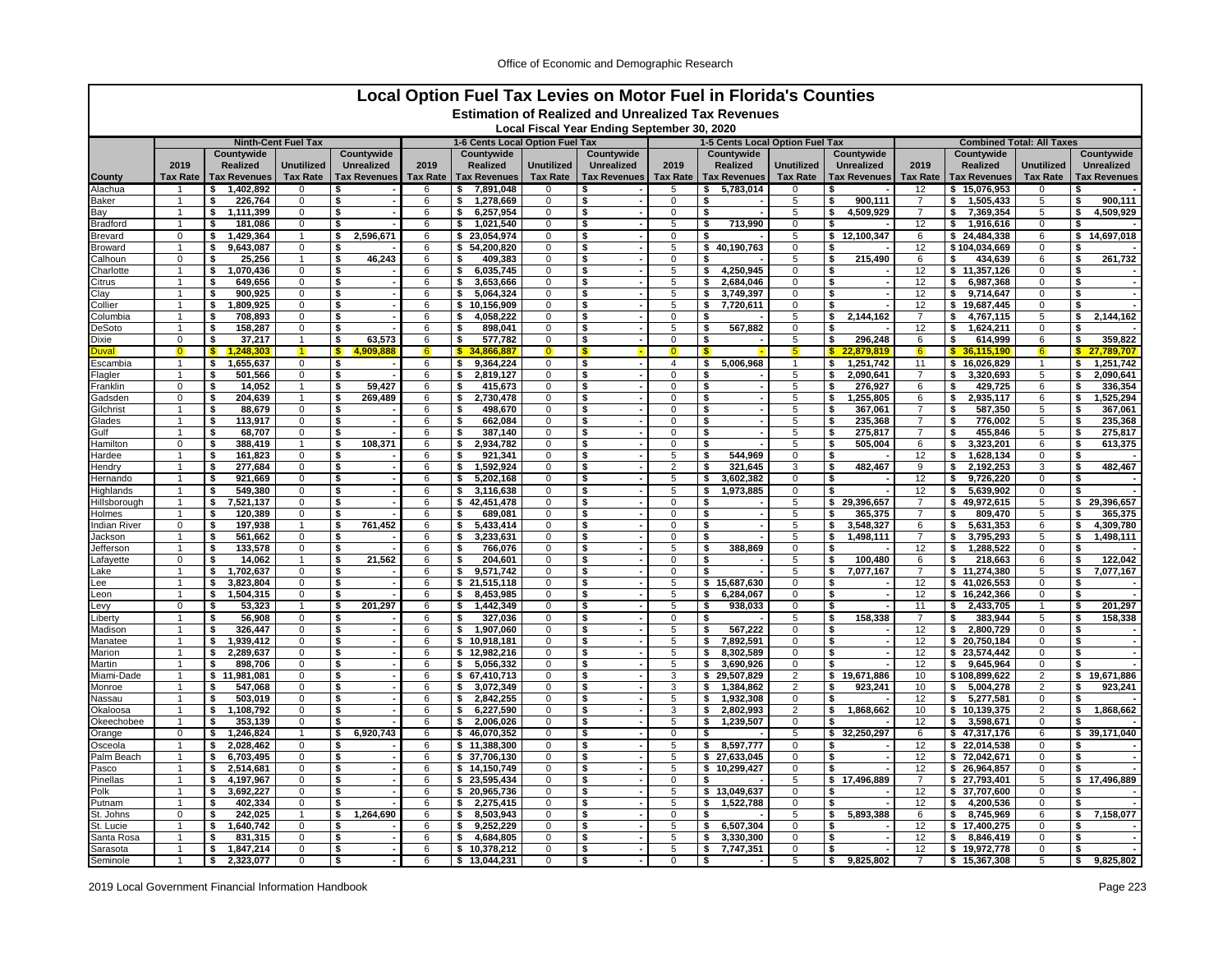# Local Option Fuel Tax Levies on Motor Fuel in Florida's Counties

## Estimation of Realized and Unrealized Tax Revenues

### Local Fiscal Year Ending September 30, 2020

| County | Ninth-Cent Fuel Tax | | | | 1-6 Cents Local Option Fuel Tax | | | | 1-5 Cents Local Option Fuel Tax | | | | Combined Total: All Taxes | | | |
|---|---|---|---|---|---|---|---|---|---|---|---|---|---|---|---|---|
| | 2019 Tax Rate | Countywide Realized Tax Revenues | Unutilized Tax Rate | Countywide Unrealized Tax Revenues | 2019 Tax Rate | Countywide Realized Tax Revenues | Unutilized Tax Rate | Countywide Unrealized Tax Revenues | 2019 Tax Rate | Countywide Realized Tax Revenues | Unutilized Tax Rate | Countywide Unrealized Tax Revenues | 2019 Tax Rate | Countywide Realized Tax Revenues | Unutilized Tax Rate | Countywide Unrealized Tax Revenues |
| Alachua | 1 | $ 1,402,892 | 0 | $ - | 6 | $ 7,891,048 | 0 | $ - | 5 | $ 5,783,014 | 0 | $ - | 12 | $ 15,076,953 | 0 | $ - |
| Baker | 1 | $ 226,764 | 0 | $ - | 6 | $ 1,278,669 | 0 | $ - | 0 | $ - | 5 | $ 900,111 | 7 | $ 1,505,433 | 5 | $ 900,111 |
| Bay | 1 | $ 1,111,399 | 0 | $ - | 6 | $ 6,257,954 | 0 | $ - | 0 | $ - | 5 | $ 4,509,929 | 7 | $ 7,369,354 | 5 | $ 4,509,929 |
| Bradford | 1 | $ 181,086 | 0 | $ - | 6 | $ 1,021,540 | 0 | $ - | 5 | $ 713,990 | 0 | $ - | 12 | $ 1,916,616 | 0 | $ - |
| Brevard | 0 | $ 1,429,364 | 1 | $ 2,596,671 | 6 | $ 23,054,974 | 0 | $ - | 0 | $ - | 5 | $ 12,100,347 | 6 | $ 24,484,338 | 6 | $ 14,697,018 |
| Broward | 1 | $ 9,643,087 | 0 | $ - | 6 | $ 54,200,820 | 0 | $ - | 5 | $ 40,190,763 | 0 | $ - | 12 | $ 104,034,669 | 0 | $ - |
| Calhoun | 0 | $ 25,256 | 1 | $ 46,243 | 6 | $ 409,383 | 0 | $ - | 0 | $ - | 5 | $ 215,490 | 6 | $ 434,639 | 6 | $ 261,732 |
| Charlotte | 1 | $ 1,070,436 | 0 | $ - | 6 | $ 6,035,745 | 0 | $ - | 5 | $ 4,250,945 | 0 | $ - | 12 | $ 11,357,126 | 0 | $ - |
| Citrus | 1 | $ 649,656 | 0 | $ - | 6 | $ 3,653,666 | 0 | $ - | 5 | $ 2,684,046 | 0 | $ - | 12 | $ 6,987,368 | 0 | $ - |
| Clay | 1 | $ 900,925 | 0 | $ - | 6 | $ 5,064,324 | 0 | $ - | 5 | $ 3,749,397 | 0 | $ - | 12 | $ 9,714,647 | 0 | $ - |
| Collier | 1 | $ 1,809,925 | 0 | $ - | 6 | $ 10,156,909 | 0 | $ - | 5 | $ 7,720,611 | 0 | $ - | 12 | $ 19,687,445 | 0 | $ - |
| Columbia | 1 | $ 708,893 | 0 | $ - | 6 | $ 4,058,222 | 0 | $ - | 0 | $ - | 5 | $ 2,144,162 | 7 | $ 4,767,115 | 5 | $ 2,144,162 |
| DeSoto | 1 | $ 158,287 | 0 | $ - | 6 | $ 898,041 | 0 | $ - | 5 | $ 567,882 | 0 | $ - | 12 | $ 1,624,211 | 0 | $ - |
| Dixie | 0 | $ 37,217 | 1 | $ 63,573 | 6 | $ 577,782 | 0 | $ - | 0 | $ - | 5 | $ 296,248 | 6 | $ 614,999 | 6 | $ 359,822 |
| Duval | 0 | $ 1,248,303 | 1 | $ 4,909,888 | 6 | $ 34,866,887 | 0 | $ - | 0 | $ - | 5 | $ 22,879,819 | 6 | $ 36,115,190 | 6 | $ 27,789,707 |
| Escambia | 1 | $ 1,655,637 | 0 | $ - | 6 | $ 9,364,224 | 0 | $ - | 4 | $ 5,006,968 | 1 | $ 1,251,742 | 11 | $ 16,026,829 | 1 | $ 1,251,742 |
| Flagler | 1 | $ 501,566 | 0 | $ - | 6 | $ 2,819,127 | 0 | $ - | 0 | $ - | 5 | $ 2,090,641 | 7 | $ 3,320,693 | 5 | $ 2,090,641 |
| Franklin | 0 | $ 14,052 | 1 | $ 59,427 | 6 | $ 415,673 | 0 | $ - | 0 | $ - | 5 | $ 276,927 | 6 | $ 429,725 | 6 | $ 336,354 |
| Gadsden | 0 | $ 204,639 | 1 | $ 269,489 | 6 | $ 2,730,478 | 0 | $ - | 0 | $ - | 5 | $ 1,255,805 | 6 | $ 2,935,117 | 6 | $ 1,525,294 |
| Gilchrist | 1 | $ 88,679 | 0 | $ - | 6 | $ 498,670 | 0 | $ - | 0 | $ - | 5 | $ 367,061 | 7 | $ 587,350 | 5 | $ 367,061 |
| Glades | 1 | $ 113,917 | 0 | $ - | 6 | $ 662,084 | 0 | $ - | 0 | $ - | 5 | $ 235,368 | 7 | $ 776,002 | 5 | $ 235,368 |
| Gulf | 1 | $ 68,707 | 0 | $ - | 6 | $ 387,140 | 0 | $ - | 0 | $ - | 5 | $ 275,817 | 7 | $ 455,846 | 5 | $ 275,817 |
| Hamilton | 0 | $ 388,419 | 1 | $ 108,371 | 6 | $ 2,934,782 | 0 | $ - | 0 | $ - | 5 | $ 505,004 | 6 | $ 3,323,201 | 6 | $ 613,375 |
| Hardee | 1 | $ 161,823 | 0 | $ - | 6 | $ 921,341 | 0 | $ - | 5 | $ 544,969 | 0 | $ - | 12 | $ 1,628,134 | 0 | $ - |
| Hendry | 1 | $ 277,684 | 0 | $ - | 6 | $ 1,592,924 | 0 | $ - | 2 | $ 321,645 | 3 | $ 482,467 | 9 | $ 2,192,253 | 3 | $ 482,467 |
| Hernando | 1 | $ 921,669 | 0 | $ - | 6 | $ 5,202,168 | 0 | $ - | 5 | $ 3,602,382 | 0 | $ - | 12 | $ 9,726,220 | 0 | $ - |
| Highlands | 1 | $ 549,380 | 0 | $ - | 6 | $ 3,116,638 | 0 | $ - | 5 | $ 1,973,885 | 0 | $ - | 12 | $ 5,639,902 | 0 | $ - |
| Hillsborough | 1 | $ 7,521,137 | 0 | $ - | 6 | $ 42,451,478 | 0 | $ - | 0 | $ - | 5 | $ 29,396,657 | 7 | $ 49,972,615 | 5 | $ 29,396,657 |
| Holmes | 1 | $ 120,389 | 0 | $ - | 6 | $ 689,081 | 0 | $ - | 0 | $ - | 5 | $ 365,375 | 7 | $ 809,470 | 5 | $ 365,375 |
| Indian River | 0 | $ 197,938 | 1 | $ 761,452 | 6 | $ 5,433,414 | 0 | $ - | 0 | $ - | 5 | $ 3,548,327 | 6 | $ 5,631,353 | 6 | $ 4,309,780 |
| Jackson | 1 | $ 561,662 | 0 | $ - | 6 | $ 3,233,631 | 0 | $ - | 0 | $ - | 5 | $ 1,498,111 | 7 | $ 3,795,293 | 5 | $ 1,498,111 |
| Jefferson | 1 | $ 133,578 | 0 | $ - | 6 | $ 766,076 | 0 | $ - | 5 | $ 388,869 | 0 | $ - | 12 | $ 1,288,522 | 0 | $ - |
| Lafayette | 0 | $ 14,062 | 1 | $ 21,562 | 6 | $ 204,601 | 0 | $ - | 0 | $ - | 5 | $ 100,480 | 6 | $ 218,663 | 6 | $ 122,042 |
| Lake | 1 | $ 1,702,637 | 0 | $ - | 6 | $ 9,571,742 | 0 | $ - | 0 | $ - | 5 | $ 7,077,167 | 7 | $ 11,274,380 | 5 | $ 7,077,167 |
| Lee | 1 | $ 3,823,804 | 0 | $ - | 6 | $ 21,515,118 | 0 | $ - | 5 | $ 15,687,630 | 0 | $ - | 12 | $ 41,026,553 | 0 | $ - |
| Leon | 1 | $ 1,504,315 | 0 | $ - | 6 | $ 8,453,985 | 0 | $ - | 5 | $ 6,284,067 | 0 | $ - | 12 | $ 16,242,366 | 0 | $ - |
| Levy | 0 | $ 53,323 | 1 | $ 201,297 | 6 | $ 1,442,349 | 0 | $ - | 5 | $ 938,033 | 0 | $ - | 11 | $ 2,433,705 | 1 | $ 201,297 |
| Liberty | 1 | $ 56,908 | 0 | $ - | 6 | $ 327,036 | 0 | $ - | 0 | $ - | 5 | $ 158,338 | 7 | $ 383,944 | 5 | $ 158,338 |
| Madison | 1 | $ 326,447 | 0 | $ - | 6 | $ 1,907,060 | 0 | $ - | 5 | $ 567,222 | 0 | $ - | 12 | $ 2,800,729 | 0 | $ - |
| Manatee | 1 | $ 1,939,412 | 0 | $ - | 6 | $ 10,918,181 | 0 | $ - | 5 | $ 7,892,591 | 0 | $ - | 12 | $ 20,750,184 | 0 | $ - |
| Marion | 1 | $ 2,289,637 | 0 | $ - | 6 | $ 12,982,216 | 0 | $ - | 5 | $ 8,302,589 | 0 | $ - | 12 | $ 23,574,442 | 0 | $ - |
| Martin | 1 | $ 898,706 | 0 | $ - | 6 | $ 5,056,332 | 0 | $ - | 5 | $ 3,690,926 | 0 | $ - | 12 | $ 9,645,964 | 0 | $ - |
| Miami-Dade | 1 | $ 11,981,081 | 0 | $ - | 6 | $ 67,410,713 | 0 | $ - | 3 | $ 29,507,829 | 2 | $ 19,671,886 | 10 | $ 108,899,622 | 2 | $ 19,671,886 |
| Monroe | 1 | $ 547,068 | 0 | $ - | 6 | $ 3,072,349 | 0 | $ - | 3 | $ 1,384,862 | 2 | $ 923,241 | 10 | $ 5,004,278 | 2 | $ 923,241 |
| Nassau | 1 | $ 503,019 | 0 | $ - | 6 | $ 2,842,255 | 0 | $ - | 5 | $ 1,932,308 | 0 | $ - | 12 | $ 5,277,581 | 0 | $ - |
| Okaloosa | 1 | $ 1,108,792 | 0 | $ - | 6 | $ 6,227,590 | 0 | $ - | 3 | $ 2,802,993 | 2 | $ 1,868,662 | 10 | $ 10,139,375 | 2 | $ 1,868,662 |
| Okeechobee | 1 | $ 353,139 | 0 | $ - | 6 | $ 2,006,026 | 0 | $ - | 5 | $ 1,239,507 | 0 | $ - | 12 | $ 3,598,671 | 0 | $ - |
| Orange | 0 | $ 1,246,824 | 1 | $ 6,920,743 | 6 | $ 46,070,352 | 0 | $ - | 0 | $ - | 5 | $ 32,250,297 | 6 | $ 47,317,176 | 6 | $ 39,171,040 |
| Osceola | 1 | $ 2,028,462 | 0 | $ - | 6 | $ 11,388,300 | 0 | $ - | 5 | $ 8,597,777 | 0 | $ - | 12 | $ 22,014,538 | 0 | $ - |
| Palm Beach | 1 | $ 6,703,495 | 0 | $ - | 6 | $ 37,706,130 | 0 | $ - | 5 | $ 27,633,045 | 0 | $ - | 12 | $ 72,042,671 | 0 | $ - |
| Pasco | 1 | $ 2,514,681 | 0 | $ - | 6 | $ 14,150,749 | 0 | $ - | 5 | $ 10,299,427 | 0 | $ - | 12 | $ 26,964,857 | 0 | $ - |
| Pinellas | 1 | $ 4,197,967 | 0 | $ - | 6 | $ 23,595,434 | 0 | $ - | 0 | $ - | 5 | $ 17,496,889 | 7 | $ 27,793,401 | 5 | $ 17,496,889 |
| Polk | 1 | $ 3,692,227 | 0 | $ - | 6 | $ 20,965,736 | 0 | $ - | 5 | $ 13,049,637 | 0 | $ - | 12 | $ 37,707,600 | 0 | $ - |
| Putnam | 1 | $ 402,334 | 0 | $ - | 6 | $ 2,275,415 | 0 | $ - | 5 | $ 1,522,788 | 0 | $ - | 12 | $ 4,200,536 | 0 | $ - |
| St. Johns | 0 | $ 242,025 | 1 | $ 1,264,690 | 6 | $ 8,503,943 | 0 | $ - | 0 | $ - | 5 | $ 5,893,388 | 6 | $ 8,745,969 | 6 | $ 7,158,077 |
| St. Lucie | 1 | $ 1,640,742 | 0 | $ - | 6 | $ 9,252,229 | 0 | $ - | 5 | $ 6,507,304 | 0 | $ - | 12 | $ 17,400,275 | 0 | $ - |
| Santa Rosa | 1 | $ 831,315 | 0 | $ - | 6 | $ 4,684,805 | 0 | $ - | 5 | $ 3,330,300 | 0 | $ - | 12 | $ 8,846,419 | 0 | $ - |
| Sarasota | 1 | $ 1,847,214 | 0 | $ - | 6 | $ 10,378,212 | 0 | $ - | 5 | $ 7,747,351 | 0 | $ - | 12 | $ 19,972,778 | 0 | $ - |
| Seminole | 1 | $ 2,323,077 | 0 | $ - | 6 | $ 13,044,231 | 0 | $ - | 0 | $ - | 5 | $ 9,825,802 | 7 | $ 15,367,308 | 5 | $ 9,825,802 |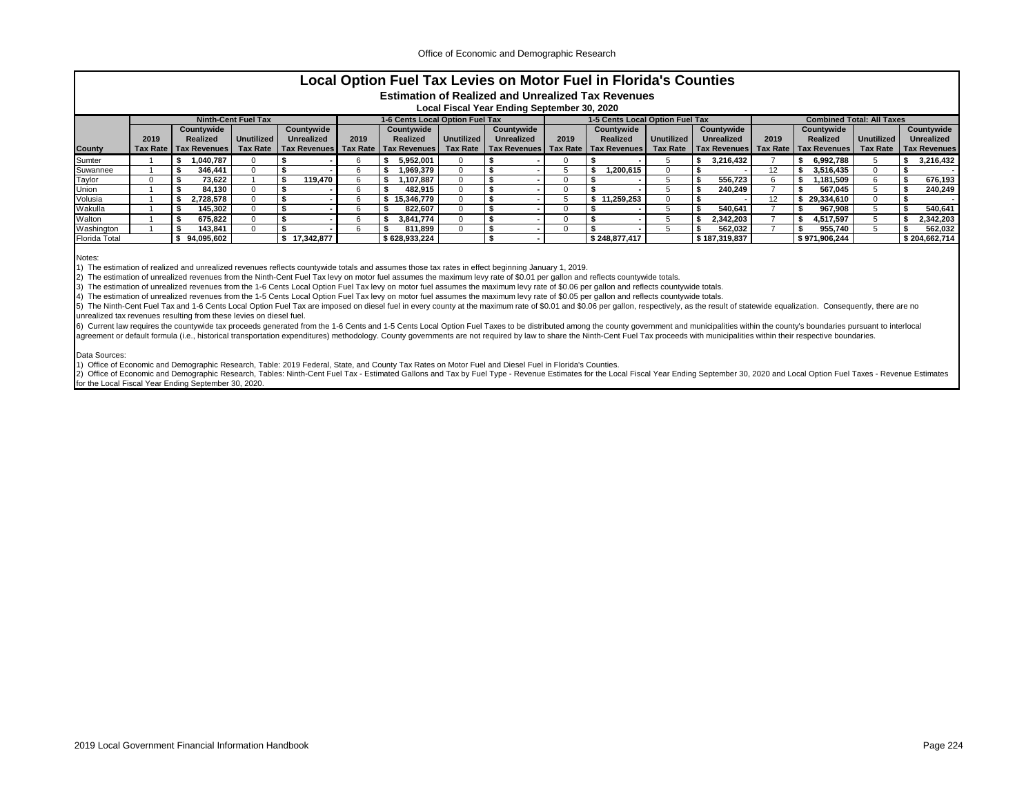# Local Option Fuel Tax Levies on Motor Fuel in Florida's Counties

## Estimation of Realized and Unrealized Tax Revenues

### Local Fiscal Year Ending September 30, 2020

| | Ninth-Cent Fuel Tax | | | | 1-6 Cents Local Option Fuel Tax | | | | 1-5 Cents Local Option Fuel Tax | | | | Combined Total: All Taxes | | | |
|---|---|---|---|---|---|---|---|---|---|---|---|---|---|---|---|---|
| County | 2019 Tax Rate | Countywide Realized Tax Revenues | Unutilized Tax Rate | Countywide Unrealized Tax Revenues | 2019 Tax Rate | Countywide Realized Tax Revenues | Unutilized Tax Rate | Countywide Unrealized Tax Revenues | 2019 Tax Rate | Countywide Realized Tax Revenues | Unutilized Tax Rate | Countywide Unrealized Tax Revenues | 2019 Tax Rate | Countywide Realized Tax Revenues | Unutilized Tax Rate | Countywide Unrealized Tax Revenues |
| Sumter | 1 | $ 1,040,787 | 0 | $ - | 6 | $ 5,952,001 | 0 | $ - | 0 | $ - | 5 | $ 3,216,432 | 7 | $ 6,992,788 | 5 | $ 3,216,432 |
| Suwannee | 1 | $ 346,441 | 0 | $ - | 6 | $ 1,969,379 | 0 | $ - | 5 | $ 1,200,615 | 0 | $ - | 12 | $ 3,516,435 | 0 | $ - |
| Taylor | 0 | $ 73,622 | 1 | $ 119,470 | 6 | $ 1,107,887 | 0 | $ - | 0 | $ - | 5 | $ 556,723 | 6 | $ 1,181,509 | 6 | $ 676,193 |
| Union | 1 | $ 84,130 | 0 | $ - | 6 | $ 482,915 | 0 | $ - | 0 | $ - | 5 | $ 240,249 | 7 | $ 567,045 | 5 | $ 240,249 |
| Volusia | 1 | $ 2,728,578 | 0 | $ - | 6 | $ 15,346,779 | 0 | $ - | 5 | $ 11,259,253 | 0 | $ - | 12 | $ 29,334,610 | 0 | $ - |
| Wakulla | 1 | $ 145,302 | 0 | $ - | 6 | $ 822,607 | 0 | $ - | 0 | $ - | 5 | $ 540,641 | 7 | $ 967,908 | 5 | $ 540,641 |
| Walton | 1 | $ 675,822 | 0 | $ - | 6 | $ 3,841,774 | 0 | $ - | 0 | $ - | 5 | $ 2,342,203 | 7 | $ 4,517,597 | 5 | $ 2,342,203 |
| Washington | 1 | $ 143,841 | 0 | $ - | 6 | $ 811,899 | 0 | $ - | 0 | $ - | 5 | $ 562,032 | 7 | $ 955,740 | 5 | $ 562,032 |
| Florida Total | | $ 94,095,602 | | $ 17,342,877 | | $ 628,933,224 | | $ - | | $ 248,877,417 | | $ 187,319,837 | | $ 971,906,244 | | $ 204,662,714 |

Notes:

1) The estimation of realized and unrealized revenues reflects countywide totals and assumes those tax rates in effect beginning January 1, 2019.

2) The estimation of unrealized revenues from the Ninth-Cent Fuel Tax levy on motor fuel assumes the maximum levy rate of $0.01 per gallon and reflects countywide totals.

3) The estimation of unrealized revenues from the 1-6 Cents Local Option Fuel Tax levy on motor fuel assumes the maximum levy rate of $0.06 per gallon and reflects countywide totals.

4) The estimation of unrealized revenues from the 1-5 Cents Local Option Fuel Tax levy on motor fuel assumes the maximum levy rate of $0.05 per gallon and reflects countywide totals.

5) The Ninth-Cent Fuel Tax and 1-6 Cents Local Option Fuel Tax are imposed on diesel fuel in every county at the maximum rate of $0.01 and $0.06 per gallon, respectively, as the result of statewide equalization. Consequently, there are no unrealized tax revenues resulting from these levies on diesel fuel.

6) Current law requires the countywide tax proceeds generated from the 1-6 Cents and 1-5 Cents Local Option Fuel Taxes to be distributed among the county government and municipalities within the county's boundaries pursuant to interlocal agreement or default formula (i.e., historical transportation expenditures) methodology. County governments are not required by law to share the Ninth-Cent Fuel Tax proceeds with municipalities within their respective boundaries.

Data Sources:

1) Office of Economic and Demographic Research, Table: 2019 Federal, State, and County Tax Rates on Motor Fuel and Diesel Fuel in Florida's Counties.

2) Office of Economic and Demographic Research, Tables: Ninth-Cent Fuel Tax - Estimated Gallons and Tax by Fuel Type - Revenue Estimates for the Local Fiscal Year Ending September 30, 2020 and Local Option Fuel Taxes - Revenue Estimates for the Local Fiscal Year Ending September 30, 2020.